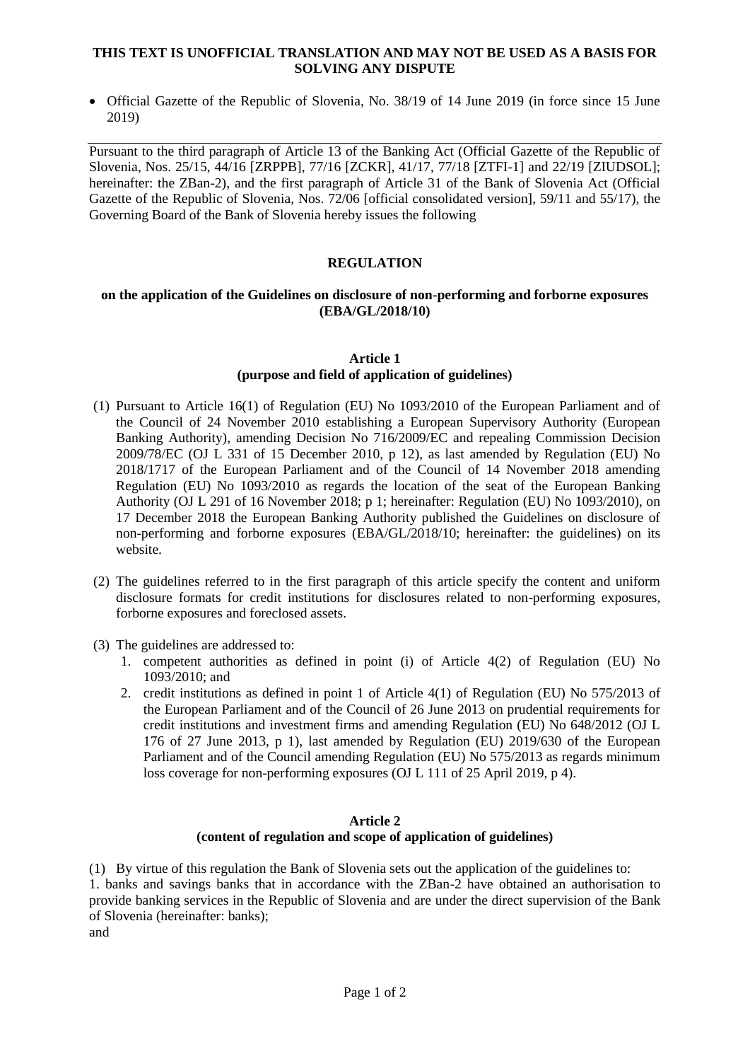**THIS TEXT IS UNOFFICIAL TRANSLATION AND MAY NOT BE USED AS A BASIS FOR SOLVING ANY DISPUTE**

- Official Gazette of the Republic of Slovenia, No. 38/19 of 14 June 2019 (in force since 15 June 2019)

---

Pursuant to the third paragraph of Article 13 of the Banking Act (Official Gazette of the Republic of Slovenia, Nos. 25/15, 44/16 [ZRPPB], 77/16 [ZCKR], 41/17, 77/18 [ZTFI-1] and 22/19 [ZIUDSOL]; hereinafter: the ZBan-2), and the first paragraph of Article 31 of the Bank of Slovenia Act (Official Gazette of the Republic of Slovenia, Nos. 72/06 [official consolidated version], 59/11 and 55/17), the Governing Board of the Bank of Slovenia hereby issues the following

# REGULATION

## on the application of the Guidelines on disclosure of non-performing and forborne exposures (EBA/GL/2018/10)

### Article 1
### (purpose and field of application of guidelines)

(1) Pursuant to Article 16(1) of Regulation (EU) No 1093/2010 of the European Parliament and of the Council of 24 November 2010 establishing a European Supervisory Authority (European Banking Authority), amending Decision No 716/2009/EC and repealing Commission Decision 2009/78/EC (OJ L 331 of 15 December 2010, p 12), as last amended by Regulation (EU) No 2018/1717 of the European Parliament and of the Council of 14 November 2018 amending Regulation (EU) No 1093/2010 as regards the location of the seat of the European Banking Authority (OJ L 291 of 16 November 2018; p 1; hereinafter: Regulation (EU) No 1093/2010), on 17 December 2018 the European Banking Authority published the Guidelines on disclosure of non-performing and forborne exposures (EBA/GL/2018/10; hereinafter: the guidelines) on its website.

(2) The guidelines referred to in the first paragraph of this article specify the content and uniform disclosure formats for credit institutions for disclosures related to non-performing exposures, forborne exposures and foreclosed assets.

(3) The guidelines are addressed to:
1. competent authorities as defined in point (i) of Article 4(2) of Regulation (EU) No 1093/2010; and
2. credit institutions as defined in point 1 of Article 4(1) of Regulation (EU) No 575/2013 of the European Parliament and of the Council of 26 June 2013 on prudential requirements for credit institutions and investment firms and amending Regulation (EU) No 648/2012 (OJ L 176 of 27 June 2013, p 1), last amended by Regulation (EU) 2019/630 of the European Parliament and of the Council amending Regulation (EU) No 575/2013 as regards minimum loss coverage for non-performing exposures (OJ L 111 of 25 April 2019, p 4).

### Article 2
### (content of regulation and scope of application of guidelines)

(1) By virtue of this regulation the Bank of Slovenia sets out the application of the guidelines to:
1. banks and savings banks that in accordance with the ZBan-2 have obtained an authorisation to provide banking services in the Republic of Slovenia and are under the direct supervision of the Bank of Slovenia (hereinafter: banks);
and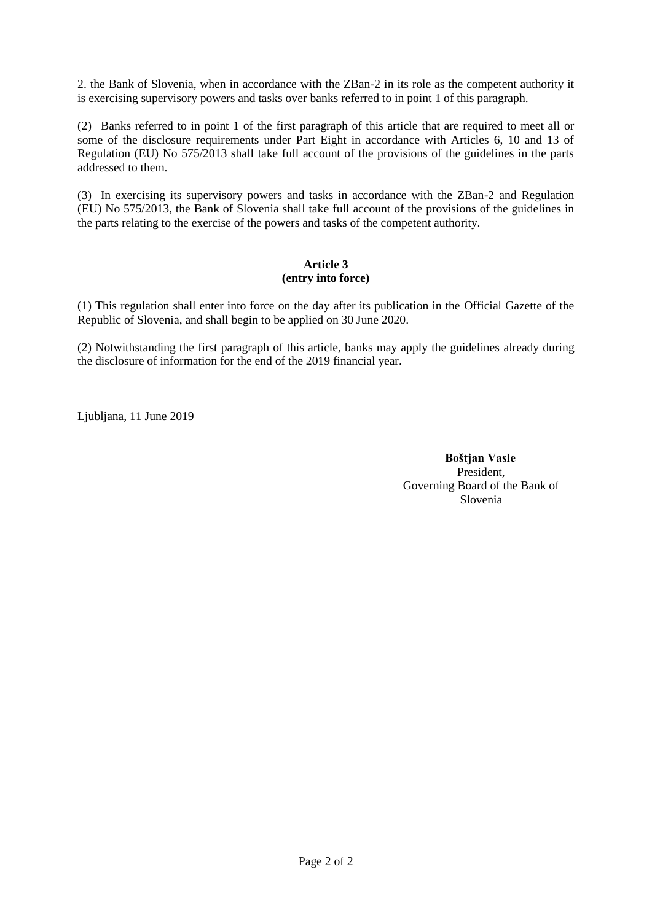2. the Bank of Slovenia, when in accordance with the ZBan-2 in its role as the competent authority it is exercising supervisory powers and tasks over banks referred to in point 1 of this paragraph.

(2) Banks referred to in point 1 of the first paragraph of this article that are required to meet all or some of the disclosure requirements under Part Eight in accordance with Articles 6, 10 and 13 of Regulation (EU) No 575/2013 shall take full account of the provisions of the guidelines in the parts addressed to them.

(3) In exercising its supervisory powers and tasks in accordance with the ZBan-2 and Regulation (EU) No 575/2013, the Bank of Slovenia shall take full account of the provisions of the guidelines in the parts relating to the exercise of the powers and tasks of the competent authority.

**Article 3**
**(entry into force)**

(1) This regulation shall enter into force on the day after its publication in the Official Gazette of the Republic of Slovenia, and shall begin to be applied on 30 June 2020.

(2) Notwithstanding the first paragraph of this article, banks may apply the guidelines already during the disclosure of information for the end of the 2019 financial year.

Ljubljana, 11 June 2019

**Boštjan Vasle**
President,
Governing Board of the Bank of Slovenia